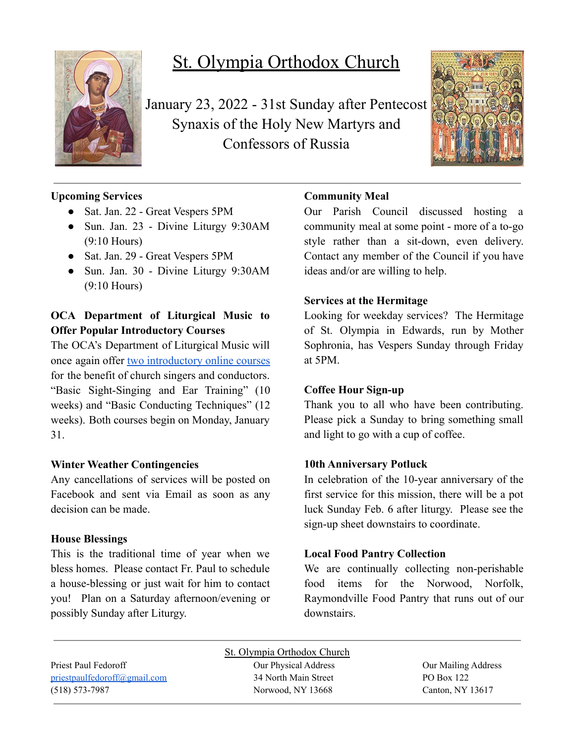# St. Olympia Orthodox Church

January 23, 2022 - 31st Sunday after Pentecost
Synaxis of the Holy New Martyrs and Confessors of Russia

**Upcoming Services**

- Sat. Jan. 22 - Great Vespers 5PM
- Sun. Jan. 23 - Divine Liturgy 9:30AM (9:10 Hours)
- Sat. Jan. 29 - Great Vespers 5PM
- Sun. Jan. 30 - Divine Liturgy 9:30AM (9:10 Hours)

**OCA Department of Liturgical Music to Offer Popular Introductory Courses**

The OCA's Department of Liturgical Music will once again offer two introductory online courses for the benefit of church singers and conductors. "Basic Sight-Singing and Ear Training" (10 weeks) and "Basic Conducting Techniques" (12 weeks). Both courses begin on Monday, January 31.

**Winter Weather Contingencies**

Any cancellations of services will be posted on Facebook and sent via Email as soon as any decision can be made.

**House Blessings**

This is the traditional time of year when we bless homes. Please contact Fr. Paul to schedule a house-blessing or just wait for him to contact you! Plan on a Saturday afternoon/evening or possibly Sunday after Liturgy.

**Community Meal**

Our Parish Council discussed hosting a community meal at some point - more of a to-go style rather than a sit-down, even delivery. Contact any member of the Council if you have ideas and/or are willing to help.

**Services at the Hermitage**

Looking for weekday services? The Hermitage of St. Olympia in Edwards, run by Mother Sophronia, has Vespers Sunday through Friday at 5PM.

**Coffee Hour Sign-up**

Thank you to all who have been contributing. Please pick a Sunday to bring something small and light to go with a cup of coffee.

**10th Anniversary Potluck**

In celebration of the 10-year anniversary of the first service for this mission, there will be a pot luck Sunday Feb. 6 after liturgy. Please see the sign-up sheet downstairs to coordinate.

**Local Food Pantry Collection**

We are continually collecting non-perishable food items for the Norwood, Norfolk, Raymondville Food Pantry that runs out of our downstairs.

St. Olympia Orthodox Church

Priest Paul Fedoroff
priestpaulfedoroff@gmail.com
(518) 573-7987

Our Physical Address
34 North Main Street
Norwood, NY 13668

Our Mailing Address
PO Box 122
Canton, NY 13617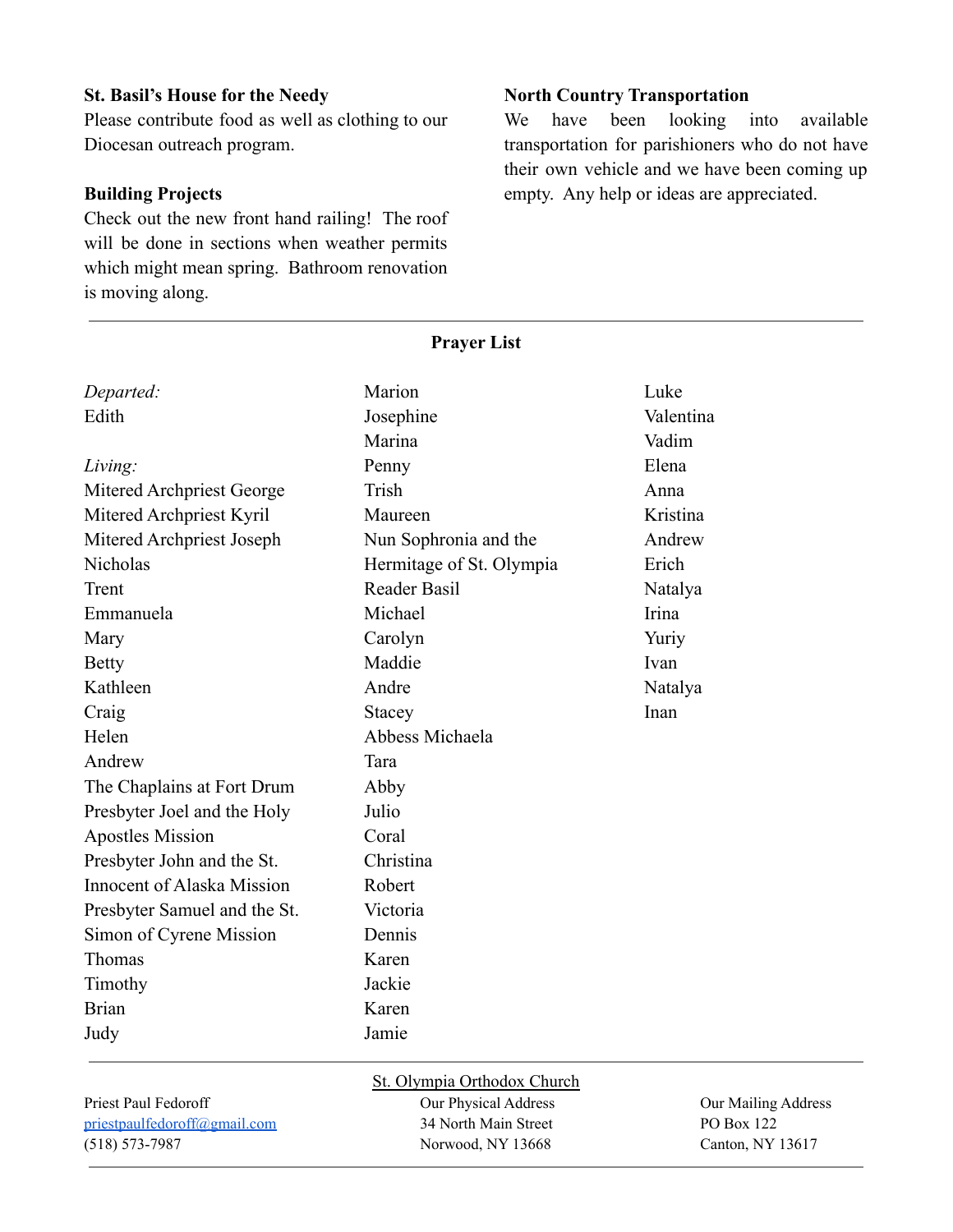**St. Basil's House for the Needy**
Please contribute food as well as clothing to our Diocesan outreach program.

**Building Projects**
Check out the new front hand railing! The roof will be done in sections when weather permits which might mean spring. Bathroom renovation is moving along.

**North Country Transportation**
We have been looking into available transportation for parishioners who do not have their own vehicle and we have been coming up empty. Any help or ideas are appreciated.

---

**Prayer List**

*Departed:*
Edith

*Living:*
Mitered Archpriest George
Mitered Archpriest Kyril
Mitered Archpriest Joseph
Nicholas
Trent
Emmanuela
Mary
Betty
Kathleen
Craig
Helen
Andrew
The Chaplains at Fort Drum
Presbyter Joel and the Holy Apostles Mission
Presbyter John and the St. Innocent of Alaska Mission
Presbyter Samuel and the St. Simon of Cyrene Mission
Thomas
Timothy
Brian
Judy
Marion
Josephine
Marina
Penny
Trish
Maureen
Nun Sophronia and the Hermitage of St. Olympia
Reader Basil
Michael
Carolyn
Maddie
Andre
Stacey
Abbess Michaela
Tara
Abby
Julio
Coral
Christina
Robert
Victoria
Dennis
Karen
Jackie
Karen
Jamie
Luke
Valentina
Vadim
Elena
Anna
Kristina
Andrew
Erich
Natalya
Irina
Yuriy
Ivan
Natalya
Inan

---

St. Olympia Orthodox Church

Priest Paul Fedoroff
priestpaulfedoroff@gmail.com
(518) 573-7987

Our Physical Address
34 North Main Street
Norwood, NY 13668

Our Mailing Address
PO Box 122
Canton, NY 13617